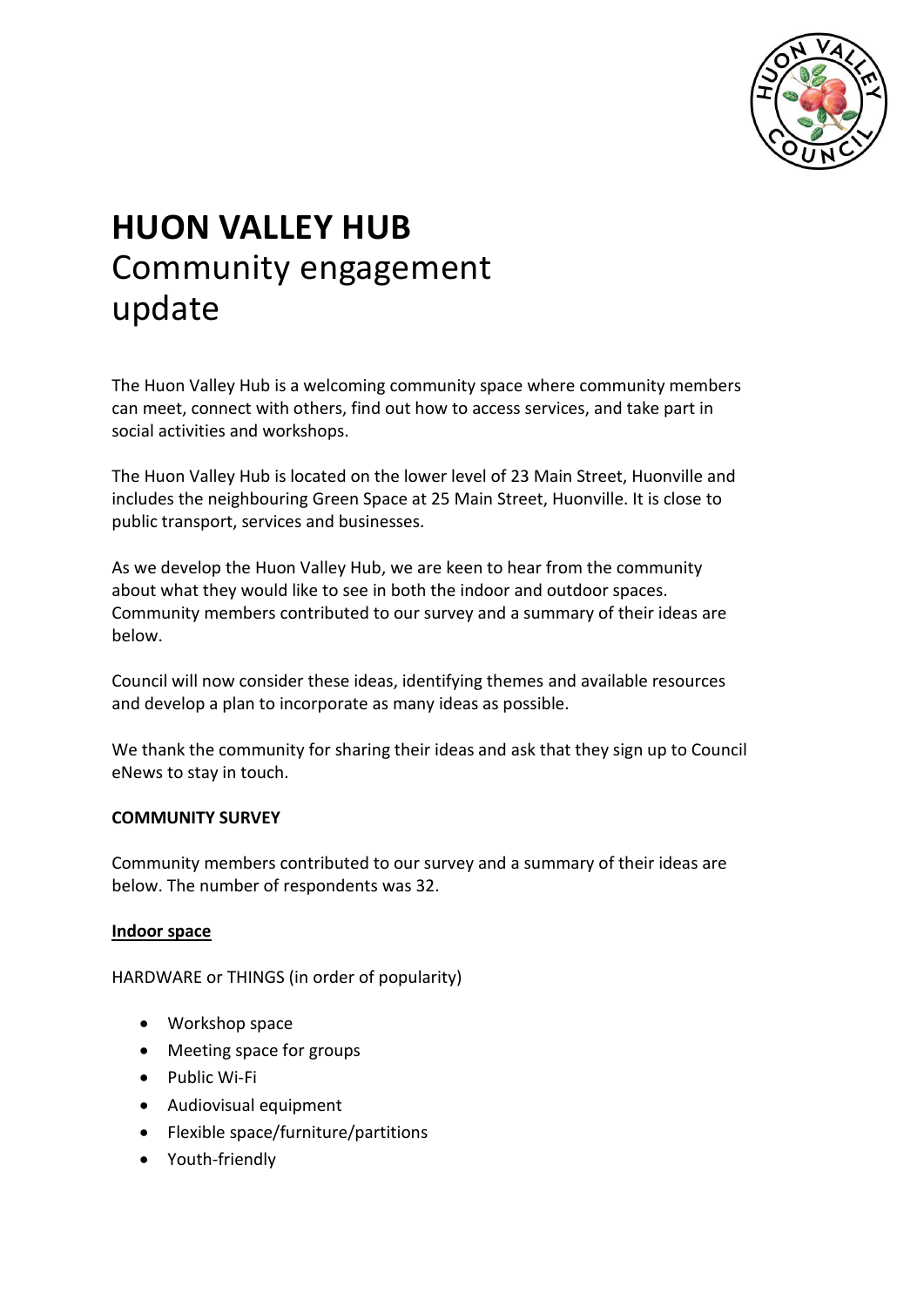# HUON VALLEY HUB
## Community engagement update

The Huon Valley Hub is a welcoming community space where community members can meet, connect with others, find out how to access services, and take part in social activities and workshops.

The Huon Valley Hub is located on the lower level of 23 Main Street, Huonville and includes the neighbouring Green Space at 25 Main Street, Huonville. It is close to public transport, services and businesses.

As we develop the Huon Valley Hub, we are keen to hear from the community about what they would like to see in both the indoor and outdoor spaces. Community members contributed to our survey and a summary of their ideas are below.

Council will now consider these ideas, identifying themes and available resources and develop a plan to incorporate as many ideas as possible.

We thank the community for sharing their ideas and ask that they sign up to Council eNews to stay in touch.

**COMMUNITY SURVEY**

Community members contributed to our survey and a summary of their ideas are below. The number of respondents was 32.

**Indoor space**

HARDWARE or THINGS (in order of popularity)

- Workshop space
- Meeting space for groups
- Public Wi-Fi
- Audiovisual equipment
- Flexible space/furniture/partitions
- Youth-friendly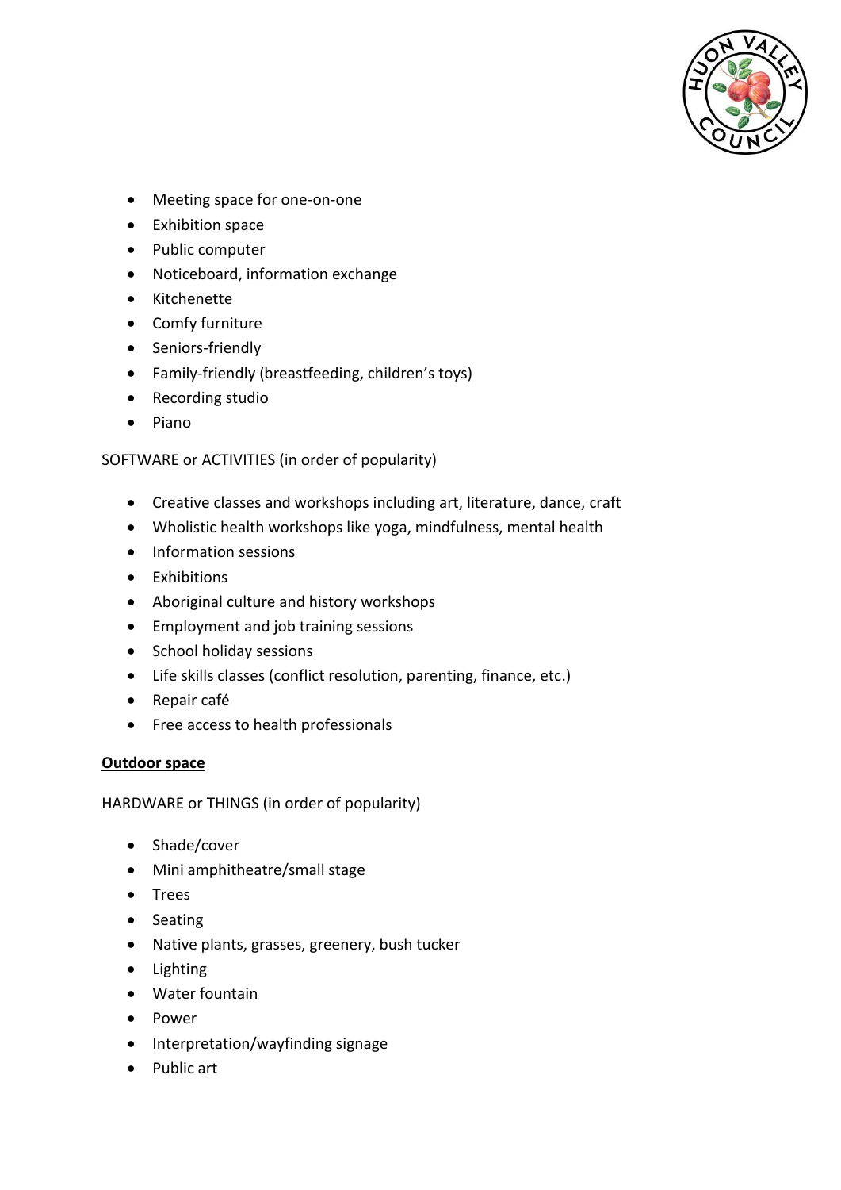- Meeting space for one-on-one
- Exhibition space
- Public computer
- Noticeboard, information exchange
- Kitchenette
- Comfy furniture
- Seniors-friendly
- Family-friendly (breastfeeding, children's toys)
- Recording studio
- Piano

SOFTWARE or ACTIVITIES (in order of popularity)

- Creative classes and workshops including art, literature, dance, craft
- Wholistic health workshops like yoga, mindfulness, mental health
- Information sessions
- Exhibitions
- Aboriginal culture and history workshops
- Employment and job training sessions
- School holiday sessions
- Life skills classes (conflict resolution, parenting, finance, etc.)
- Repair café
- Free access to health professionals

**<u>Outdoor space</u>**

HARDWARE or THINGS (in order of popularity)

- Shade/cover
- Mini amphitheatre/small stage
- Trees
- Seating
- Native plants, grasses, greenery, bush tucker
- Lighting
- Water fountain
- Power
- Interpretation/wayfinding signage
- Public art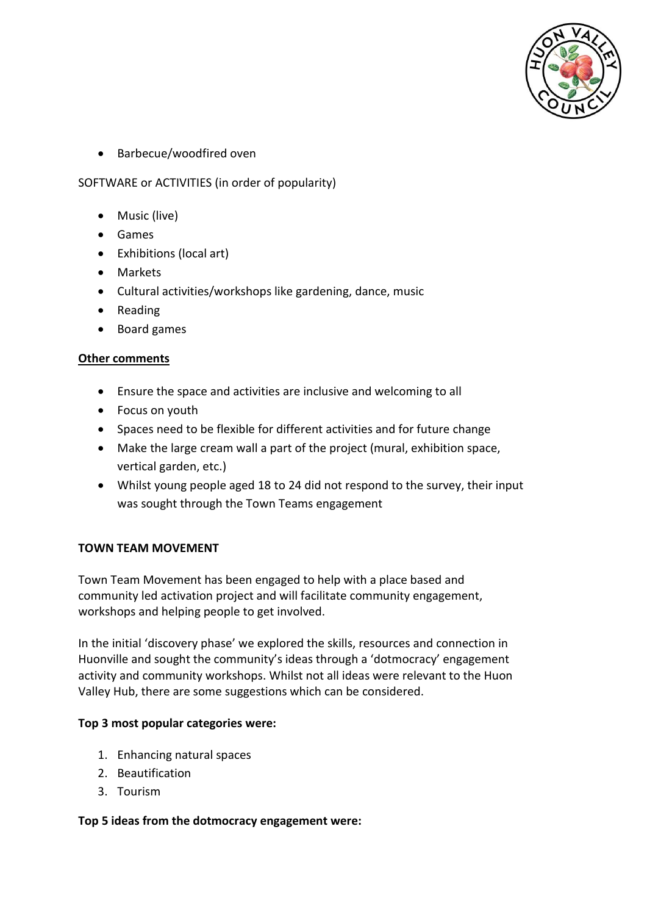- Barbecue/woodfired oven

SOFTWARE or ACTIVITIES (in order of popularity)

- Music (live)
- Games
- Exhibitions (local art)
- Markets
- Cultural activities/workshops like gardening, dance, music
- Reading
- Board games

**Other comments**

- Ensure the space and activities are inclusive and welcoming to all
- Focus on youth
- Spaces need to be flexible for different activities and for future change
- Make the large cream wall a part of the project (mural, exhibition space, vertical garden, etc.)
- Whilst young people aged 18 to 24 did not respond to the survey, their input was sought through the Town Teams engagement

**TOWN TEAM MOVEMENT**

Town Team Movement has been engaged to help with a place based and community led activation project and will facilitate community engagement, workshops and helping people to get involved.

In the initial 'discovery phase' we explored the skills, resources and connection in Huonville and sought the community's ideas through a 'dotmocracy' engagement activity and community workshops. Whilst not all ideas were relevant to the Huon Valley Hub, there are some suggestions which can be considered.

**Top 3 most popular categories were:**

1. Enhancing natural spaces
2. Beautification
3. Tourism

**Top 5 ideas from the dotmocracy engagement were:**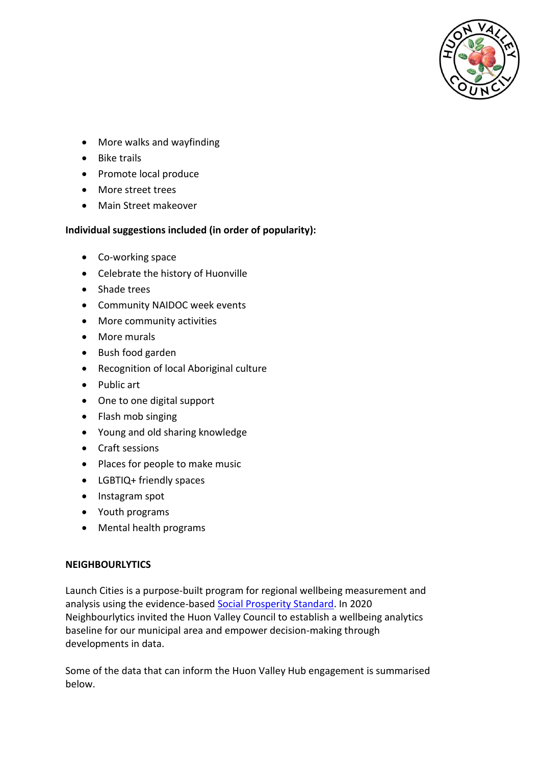- More walks and wayfinding
- Bike trails
- Promote local produce
- More street trees
- Main Street makeover

**Individual suggestions included (in order of popularity):**

- Co-working space
- Celebrate the history of Huonville
- Shade trees
- Community NAIDOC week events
- More community activities
- More murals
- Bush food garden
- Recognition of local Aboriginal culture
- Public art
- One to one digital support
- Flash mob singing
- Young and old sharing knowledge
- Craft sessions
- Places for people to make music
- LGBTIQ+ friendly spaces
- Instagram spot
- Youth programs
- Mental health programs

**NEIGHBOURLYTICS**

Launch Cities is a purpose-built program for regional wellbeing measurement and analysis using the evidence-based Social Prosperity Standard. In 2020 Neighbourlytics invited the Huon Valley Council to establish a wellbeing analytics baseline for our municipal area and empower decision-making through developments in data.

Some of the data that can inform the Huon Valley Hub engagement is summarised below.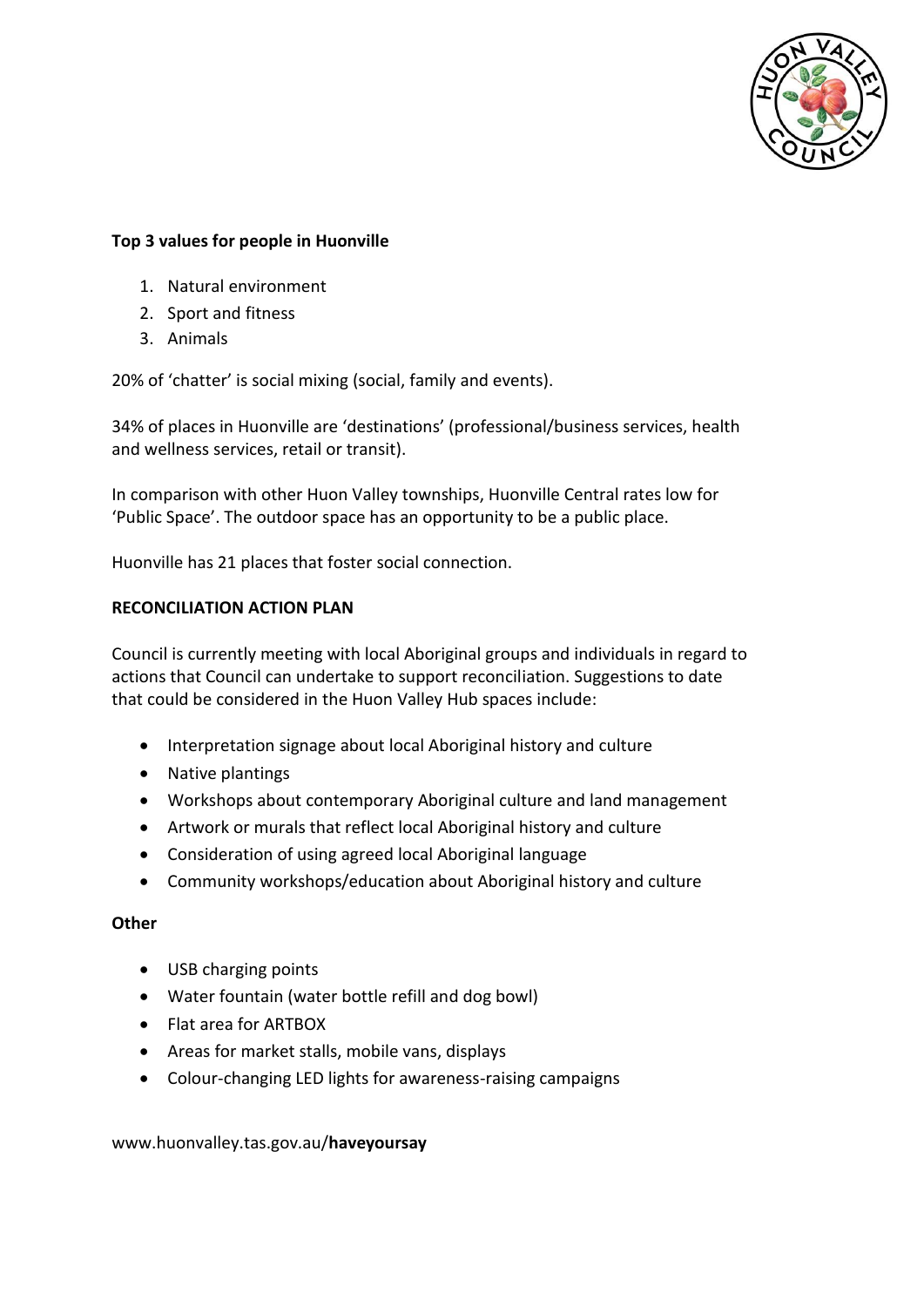**Top 3 values for people in Huonville**

1. Natural environment
2. Sport and fitness
3. Animals

20% of 'chatter' is social mixing (social, family and events).

34% of places in Huonville are 'destinations' (professional/business services, health and wellness services, retail or transit).

In comparison with other Huon Valley townships, Huonville Central rates low for 'Public Space'. The outdoor space has an opportunity to be a public place.

Huonville has 21 places that foster social connection.

**RECONCILIATION ACTION PLAN**

Council is currently meeting with local Aboriginal groups and individuals in regard to actions that Council can undertake to support reconciliation. Suggestions to date that could be considered in the Huon Valley Hub spaces include:

- Interpretation signage about local Aboriginal history and culture
- Native plantings
- Workshops about contemporary Aboriginal culture and land management
- Artwork or murals that reflect local Aboriginal history and culture
- Consideration of using agreed local Aboriginal language
- Community workshops/education about Aboriginal history and culture

**Other**

- USB charging points
- Water fountain (water bottle refill and dog bowl)
- Flat area for ARTBOX
- Areas for market stalls, mobile vans, displays
- Colour-changing LED lights for awareness-raising campaigns

www.huonvalley.tas.gov.au/**haveyoursay**